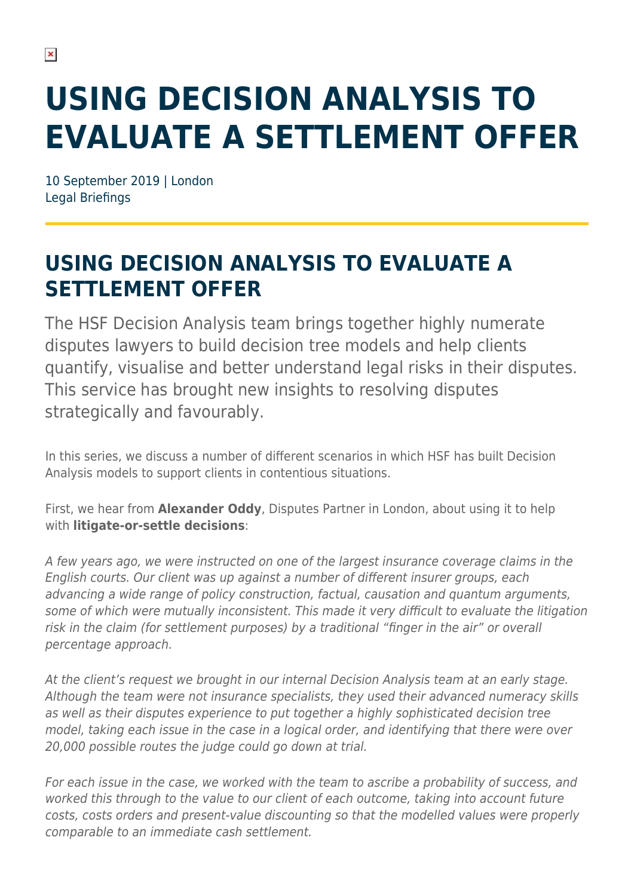# USING DECISION ANALYSIS TO EVALUATE A SETTLEMENT OFFER

10 September 2019 | London
Legal Briefings

## USING DECISION ANALYSIS TO EVALUATE A SETTLEMENT OFFER

The HSF Decision Analysis team brings together highly numerate disputes lawyers to build decision tree models and help clients quantify, visualise and better understand legal risks in their disputes. This service has brought new insights to resolving disputes strategically and favourably.

In this series, we discuss a number of different scenarios in which HSF has built Decision Analysis models to support clients in contentious situations.

First, we hear from **Alexander Oddy**, Disputes Partner in London, about using it to help with **litigate-or-settle decisions**:

*A few years ago, we were instructed on one of the largest insurance coverage claims in the English courts. Our client was up against a number of different insurer groups, each advancing a wide range of policy construction, factual, causation and quantum arguments, some of which were mutually inconsistent. This made it very difficult to evaluate the litigation risk in the claim (for settlement purposes) by a traditional "finger in the air" or overall percentage approach.*

*At the client's request we brought in our internal Decision Analysis team at an early stage. Although the team were not insurance specialists, they used their advanced numeracy skills as well as their disputes experience to put together a highly sophisticated decision tree model, taking each issue in the case in a logical order, and identifying that there were over 20,000 possible routes the judge could go down at trial.*

*For each issue in the case, we worked with the team to ascribe a probability of success, and worked this through to the value to our client of each outcome, taking into account future costs, costs orders and present-value discounting so that the modelled values were properly comparable to an immediate cash settlement.*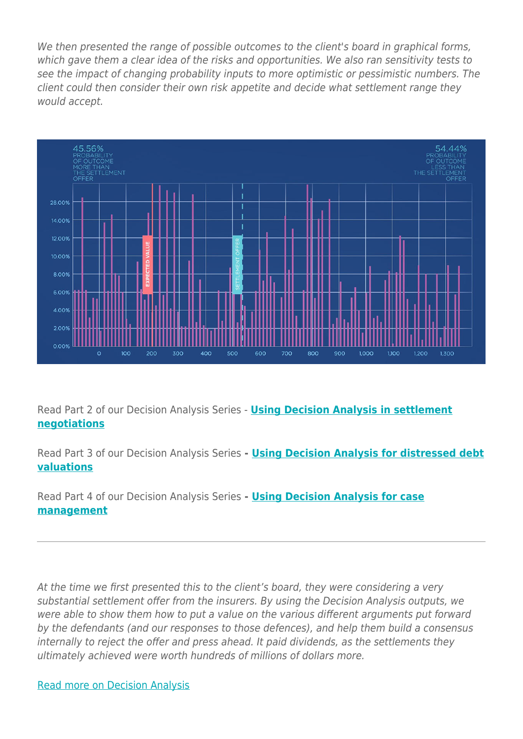*We then presented the range of possible outcomes to the client's board in graphical forms, which gave them a clear idea of the risks and opportunities. We also ran sensitivity tests to see the impact of changing probability inputs to more optimistic or pessimistic numbers. The client could then consider their own risk appetite and decide what settlement range they would accept.*

45.56%
PROBABILITY OF OUTCOME MORE THAN THE SETTLEMENT OFFER

54.44%
PROBABILITY OF OUTCOME LESS THAN THE SETTLEMENT OFFER

EXPECTED VALUE

SETTLEMENT OFFER

28.00%
14.00%
12.00%
10.00%
8.00%
6.00%
4.00%
2.00%
0.00%

0
100
200
300
400
500
600
700
800
900
1,000
1,100
1,200
1,300

Read Part 2 of our Decision Analysis Series - **Using Decision Analysis in settlement negotiations**

Read Part 3 of our Decision Analysis Series **- Using Decision Analysis for distressed debt valuations**

Read Part 4 of our Decision Analysis Series **- Using Decision Analysis for case management**

---

*At the time we first presented this to the client's board, they were considering a very substantial settlement offer from the insurers. By using the Decision Analysis outputs, we were able to show them how to put a value on the various different arguments put forward by the defendants (and our responses to those defences), and help them build a consensus internally to reject the offer and press ahead. It paid dividends, as the settlements they ultimately achieved were worth hundreds of millions of dollars more.*

Read more on Decision Analysis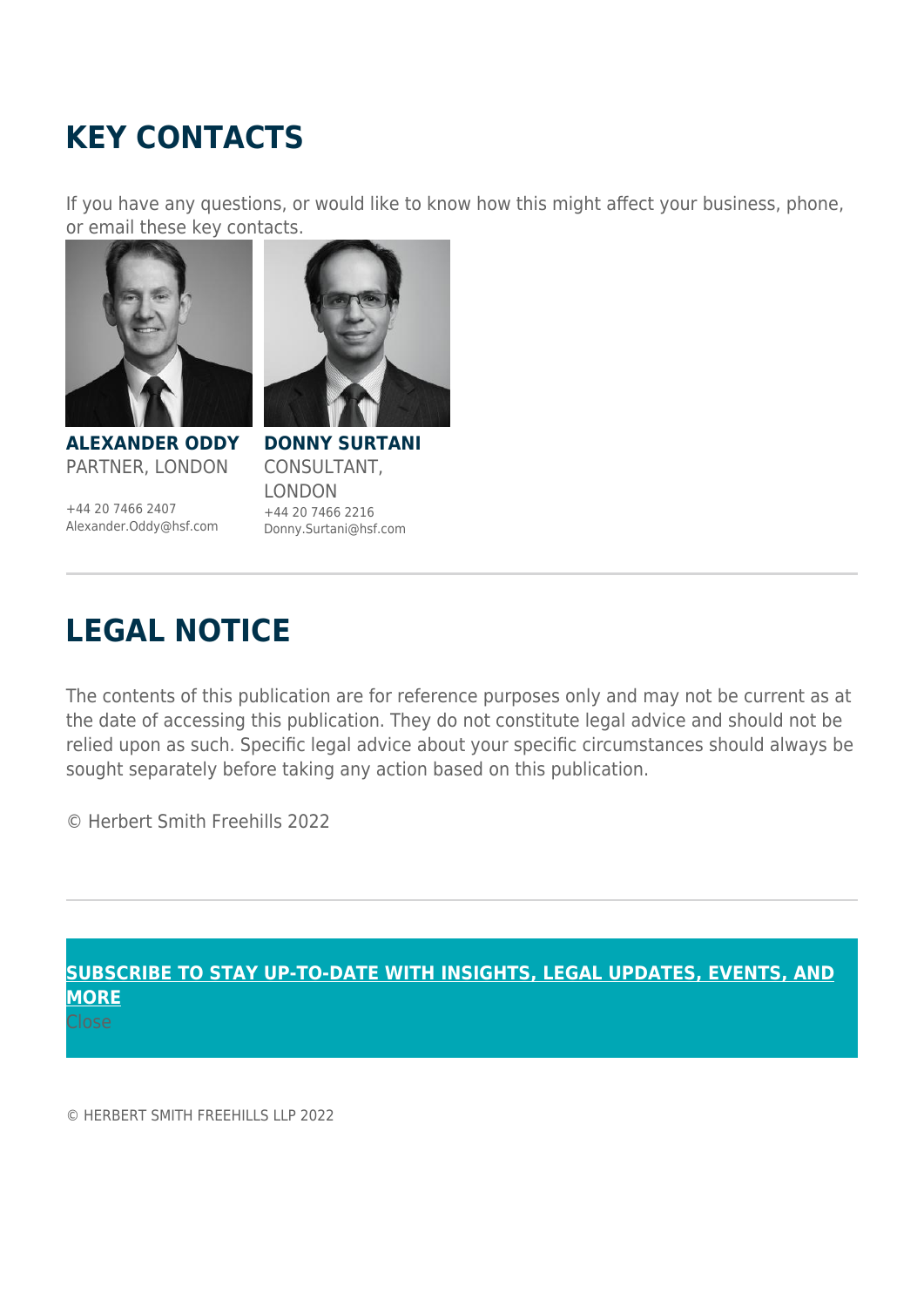## KEY CONTACTS

If you have any questions, or would like to know how this might affect your business, phone, or email these key contacts.

**ALEXANDER ODDY**
PARTNER, LONDON

+44 20 7466 2407
Alexander.Oddy@hsf.com

**DONNY SURTANI**
CONSULTANT, LONDON

+44 20 7466 2216
Donny.Surtani@hsf.com

## LEGAL NOTICE

The contents of this publication are for reference purposes only and may not be current as at the date of accessing this publication. They do not constitute legal advice and should not be relied upon as such. Specific legal advice about your specific circumstances should always be sought separately before taking any action based on this publication.

© Herbert Smith Freehills 2022

**SUBSCRIBE TO STAY UP-TO-DATE WITH INSIGHTS, LEGAL UPDATES, EVENTS, AND MORE**

Close

© HERBERT SMITH FREEHILLS LLP 2022